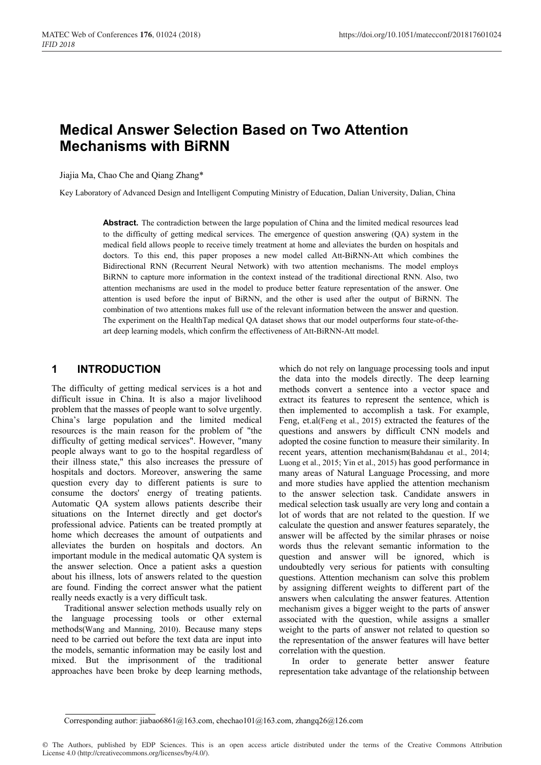# Medical Answer Selection Based on Two Attention Mechanisms with BiRNN

Jiajia Ma, Chao Che and Qiang Zhang*

Key Laboratory of Advanced Design and Intelligent Computing Ministry of Education, Dalian University, Dalian, China

**Abstract.** The contradiction between the large population of China and the limited medical resources lead to the difficulty of getting medical services. The emergence of question answering (QA) system in the medical field allows people to receive timely treatment at home and alleviates the burden on hospitals and doctors. To this end, this paper proposes a new model called Att-BiRNN-Att which combines the Bidirectional RNN (Recurrent Neural Network) with two attention mechanisms. The model employs BiRNN to capture more information in the context instead of the traditional directional RNN. Also, two attention mechanisms are used in the model to produce better feature representation of the answer. One attention is used before the input of BiRNN, and the other is used after the output of BiRNN. The combination of two attentions makes full use of the relevant information between the answer and question. The experiment on the HealthTap medical QA dataset shows that our model outperforms four state-of-the-art deep learning models, which confirm the effectiveness of Att-BiRNN-Att model.

## 1 INTRODUCTION

The difficulty of getting medical services is a hot and difficult issue in China. It is also a major livelihood problem that the masses of people want to solve urgently. China's large population and the limited medical resources is the main reason for the problem of "the difficulty of getting medical services". However, "many people always want to go to the hospital regardless of their illness state," this also increases the pressure of hospitals and doctors. Moreover, answering the same question every day to different patients is sure to consume the doctors' energy of treating patients. Automatic QA system allows patients describe their situations on the Internet directly and get doctor's professional advice. Patients can be treated promptly at home which decreases the amount of outpatients and alleviates the burden on hospitals and doctors. An important module in the medical automatic QA system is the answer selection. Once a patient asks a question about his illness, lots of answers related to the question are found. Finding the correct answer what the patient really needs exactly is a very difficult task.

Traditional answer selection methods usually rely on the language processing tools or other external methods(Wang and Manning, 2010). Because many steps need to be carried out before the text data are input into the models, semantic information may be easily lost and mixed. But the imprisonment of the traditional approaches have been broke by deep learning methods, which do not rely on language processing tools and input the data into the models directly. The deep learning methods convert a sentence into a vector space and extract its features to represent the sentence, which is then implemented to accomplish a task. For example, Feng, et.al(Feng et al., 2015) extracted the features of the questions and answers by difficult CNN models and adopted the cosine function to measure their similarity. In recent years, attention mechanism(Bahdanau et al., 2014; Luong et al., 2015; Yin et al., 2015) has good performance in many areas of Natural Language Processing, and more and more studies have applied the attention mechanism to the answer selection task. Candidate answers in medical selection task usually are very long and contain a lot of words that are not related to the question. If we calculate the question and answer features separately, the answer will be affected by the similar phrases or noise words thus the relevant semantic information to the question and answer will be ignored, which is undoubtedly very serious for patients with consulting questions. Attention mechanism can solve this problem by assigning different weights to different part of the answers when calculating the answer features. Attention mechanism gives a bigger weight to the parts of answer associated with the question, while assigns a smaller weight to the parts of answer not related to question so the representation of the answer features will have better correlation with the question.

In order to generate better answer feature representation take advantage of the relationship between

Corresponding author: jiabao6861@163.com, chechao101@163.com, zhangq26@126.com

© The Authors, published by EDP Sciences. This is an open access article distributed under the terms of the Creative Commons Attribution License 4.0 (http://creativecommons.org/licenses/by/4.0/).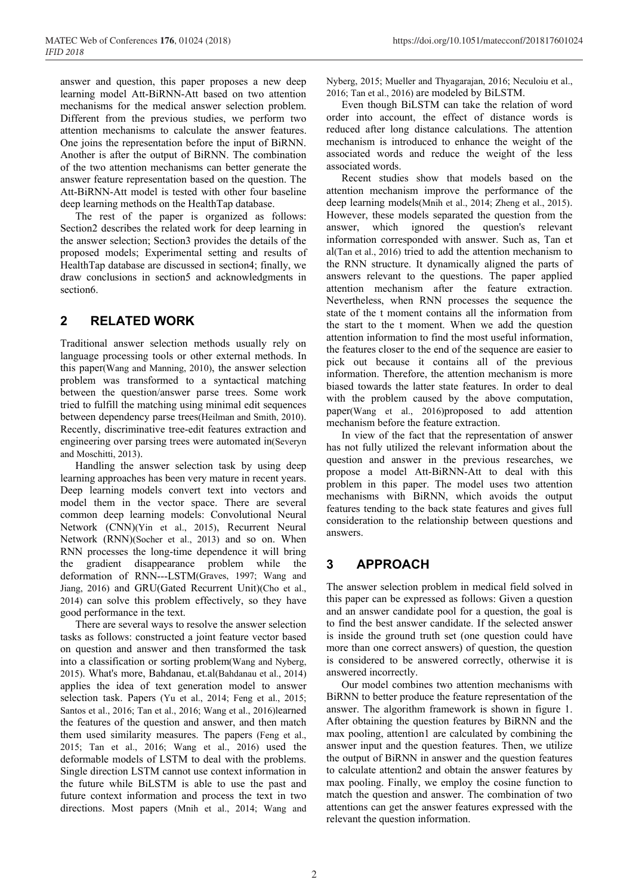answer and question, this paper proposes a new deep learning model Att-BiRNN-Att based on two attention mechanisms for the medical answer selection problem. Different from the previous studies, we perform two attention mechanisms to calculate the answer features. One joins the representation before the input of BiRNN. Another is after the output of BiRNN. The combination of the two attention mechanisms can better generate the answer feature representation based on the question. The Att-BiRNN-Att model is tested with other four baseline deep learning methods on the HealthTap database.

The rest of the paper is organized as follows: Section2 describes the related work for deep learning in the answer selection; Section3 provides the details of the proposed models; Experimental setting and results of HealthTap database are discussed in section4; finally, we draw conclusions in section5 and acknowledgments in section6.

## 2 RELATED WORK

Traditional answer selection methods usually rely on language processing tools or other external methods. In this paper(Wang and Manning, 2010), the answer selection problem was transformed to a syntactical matching between the question/answer parse trees. Some work tried to fulfill the matching using minimal edit sequences between dependency parse trees(Heilman and Smith, 2010). Recently, discriminative tree-edit features extraction and engineering over parsing trees were automated in(Severyn and Moschitti, 2013).

Handling the answer selection task by using deep learning approaches has been very mature in recent years. Deep learning models convert text into vectors and model them in the vector space. There are several common deep learning models: Convolutional Neural Network (CNN)(Yin et al., 2015), Recurrent Neural Network (RNN)(Socher et al., 2013) and so on. When RNN processes the long-time dependence it will bring the gradient disappearance problem while the deformation of RNN---LSTM(Graves, 1997; Wang and Jiang, 2016) and GRU(Gated Recurrent Unit)(Cho et al., 2014) can solve this problem effectively, so they have good performance in the text.

There are several ways to resolve the answer selection tasks as follows: constructed a joint feature vector based on question and answer and then transformed the task into a classification or sorting problem(Wang and Nyberg, 2015). What's more, Bahdanau, et.al(Bahdanau et al., 2014) applies the idea of text generation model to answer selection task. Papers (Yu et al., 2014; Feng et al., 2015; Santos et al., 2016; Tan et al., 2016; Wang et al., 2016)learned the features of the question and answer, and then match them used similarity measures. The papers (Feng et al., 2015; Tan et al., 2016; Wang et al., 2016) used the deformable models of LSTM to deal with the problems. Single direction LSTM cannot use context information in the future while BiLSTM is able to use the past and future context information and process the text in two directions. Most papers (Mnih et al., 2014; Wang and Nyberg, 2015; Mueller and Thyagarajan, 2016; Neculoiu et al., 2016; Tan et al., 2016) are modeled by BiLSTM.

Even though BiLSTM can take the relation of word order into account, the effect of distance words is reduced after long distance calculations. The attention mechanism is introduced to enhance the weight of the associated words and reduce the weight of the less associated words.

Recent studies show that models based on the attention mechanism improve the performance of the deep learning models(Mnih et al., 2014; Zheng et al., 2015). However, these models separated the question from the answer, which ignored the question's relevant information corresponded with answer. Such as, Tan et al(Tan et al., 2016) tried to add the attention mechanism to the RNN structure. It dynamically aligned the parts of answers relevant to the questions. The paper applied attention mechanism after the feature extraction. Nevertheless, when RNN processes the sequence the state of the t moment contains all the information from the start to the t moment. When we add the question attention information to find the most useful information, the features closer to the end of the sequence are easier to pick out because it contains all of the previous information. Therefore, the attention mechanism is more biased towards the latter state features. In order to deal with the problem caused by the above computation, paper(Wang et al., 2016)proposed to add attention mechanism before the feature extraction.

In view of the fact that the representation of answer has not fully utilized the relevant information about the question and answer in the previous researches, we propose a model Att-BiRNN-Att to deal with this problem in this paper. The model uses two attention mechanisms with BiRNN, which avoids the output features tending to the back state features and gives full consideration to the relationship between questions and answers.

## 3 APPROACH

The answer selection problem in medical field solved in this paper can be expressed as follows: Given a question and an answer candidate pool for a question, the goal is to find the best answer candidate. If the selected answer is inside the ground truth set (one question could have more than one correct answers) of question, the question is considered to be answered correctly, otherwise it is answered incorrectly.

Our model combines two attention mechanisms with BiRNN to better produce the feature representation of the answer. The algorithm framework is shown in figure 1. After obtaining the question features by BiRNN and the max pooling, attention1 are calculated by combining the answer input and the question features. Then, we utilize the output of BiRNN in answer and the question features to calculate attention2 and obtain the answer features by max pooling. Finally, we employ the cosine function to match the question and answer. The combination of two attentions can get the answer features expressed with the relevant the question information.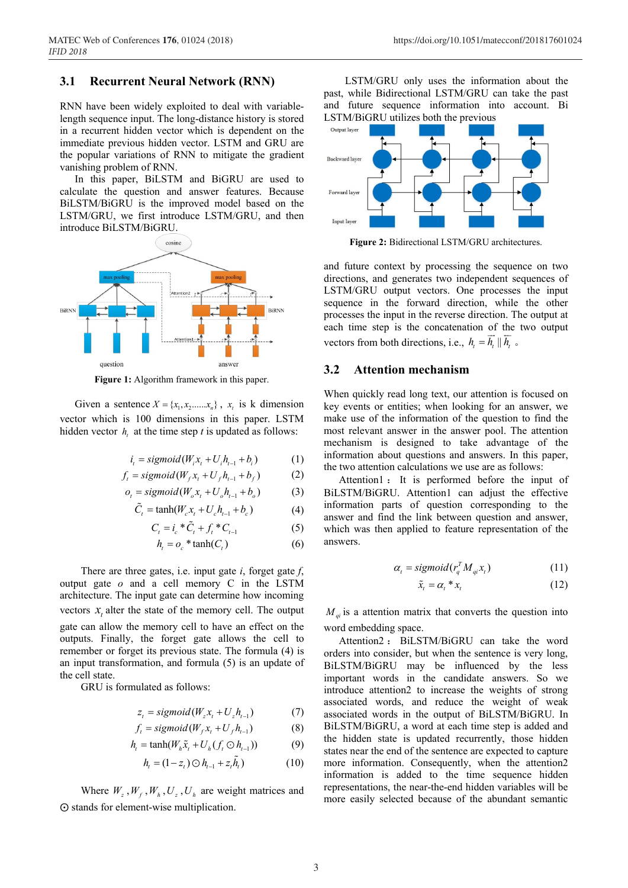### 3.1 Recurrent Neural Network (RNN)

RNN have been widely exploited to deal with variable-length sequence input. The long-distance history is stored in a recurrent hidden vector which is dependent on the immediate previous hidden vector. LSTM and GRU are the popular variations of RNN to mitigate the gradient vanishing problem of RNN.

In this paper, BiLSTM and BiGRU are used to calculate the question and answer features. Because BiLSTM/BiGRU is the improved model based on the LSTM/GRU, we first introduce LSTM/GRU, and then introduce BiLSTM/BiGRU.

**Figure 1:** Algorithm framework in this paper.

Given a sentence $X = \{x_1, x_2 ...... x_n\}$, $x_t$ is k dimension vector which is 100 dimensions in this paper. LSTM hidden vector $h_t$ at the time step *t* is updated as follows:

$$i_t = sigmoid(W_i x_t + U_i h_{t-1} + b_i) \quad (1)$$

$$f_t = sigmoid(W_f x_t + U_f h_{t-1} + b_f) \quad (2)$$

$$o_t = sigmoid(W_o x_t + U_o h_{t-1} + b_o) \quad (3)$$

$$\tilde{C}_t = \tanh(W_c x_t + U_c h_{t-1} + b_c) \quad (4)$$

$$C_t = i_c * \tilde{C}_t + f_t * C_{t-1} \quad (5)$$

$$h_t = o_c * \tanh(C_t) \quad (6)$$

There are three gates, i.e. input gate *i*, forget gate *f*, output gate *o* and a cell memory C in the LSTM architecture. The input gate can determine how incoming vectors $x_t$ alter the state of the memory cell. The output gate can allow the memory cell to have an effect on the outputs. Finally, the forget gate allows the cell to remember or forget its previous state. The formula (4) is an input transformation, and formula (5) is an update of the cell state.

GRU is formulated as follows:

$$z_t = sigmoid(W_z x_t + U_z h_{t-1}) \quad (7)$$

$$f_t = sigmoid(W_f x_t + U_f h_{t-1}) \quad (8)$$

$$h_t = \tanh(W_h \tilde{x}_t + U_h (f_t \odot h_{t-1})) \quad (9)$$

$$h_t = (1 - z_t) \odot h_{t-1} + z_t \tilde{h}_t) \quad (10)$$

Where $W_z, W_f, W_h, U_z, U_h$ are weight matrices and $\odot$ stands for element-wise multiplication.

LSTM/GRU only uses the information about the past, while Bidirectional LSTM/GRU can take the past and future sequence information into account. Bi LSTM/BiGRU utilizes both the previous

**Figure 2:** Bidirectional LSTM/GRU architectures.

and future context by processing the sequence on two directions, and generates two independent sequences of LSTM/GRU output vectors. One processes the input sequence in the forward direction, while the other processes the input in the reverse direction. The output at each time step is the concatenation of the two output vectors from both directions, i.e., $h_t = \overrightarrow{h_t} \parallel \overleftarrow{h_t}$ 。

### 3.2 Attention mechanism

When quickly read long text, our attention is focused on key events or entities; when looking for an answer, we make use of the information of the question to find the most relevant answer in the answer pool. The attention mechanism is designed to take advantage of the information about questions and answers. In this paper, the two attention calculations we use are as follows:

Attention1： It is performed before the input of BiLSTM/BiGRU. Attention1 can adjust the effective information parts of question corresponding to the answer and find the link between question and answer, which was then applied to feature representation of the answers.

$$\alpha_t = sigmoid(r_q^T M_{qi} x_t) \quad (11)$$

$$\tilde{x}_t = \alpha_t * x_t \quad (12)$$

$M_{qi}$ is a attention matrix that converts the question into word embedding space.

Attention2： BiLSTM/BiGRU can take the word orders into consider, but when the sentence is very long, BiLSTM/BiGRU may be influenced by the less important words in the candidate answers. So we introduce attention2 to increase the weights of strong associated words, and reduce the weight of weak associated words in the output of BiLSTM/BiGRU. In BiLSTM/BiGRU, a word at each time step is added and the hidden state is updated recurrently, those hidden states near the end of the sentence are expected to capture more information. Consequently, when the attention2 information is added to the time sequence hidden representations, the near-the-end hidden variables will be more easily selected because of the abundant semantic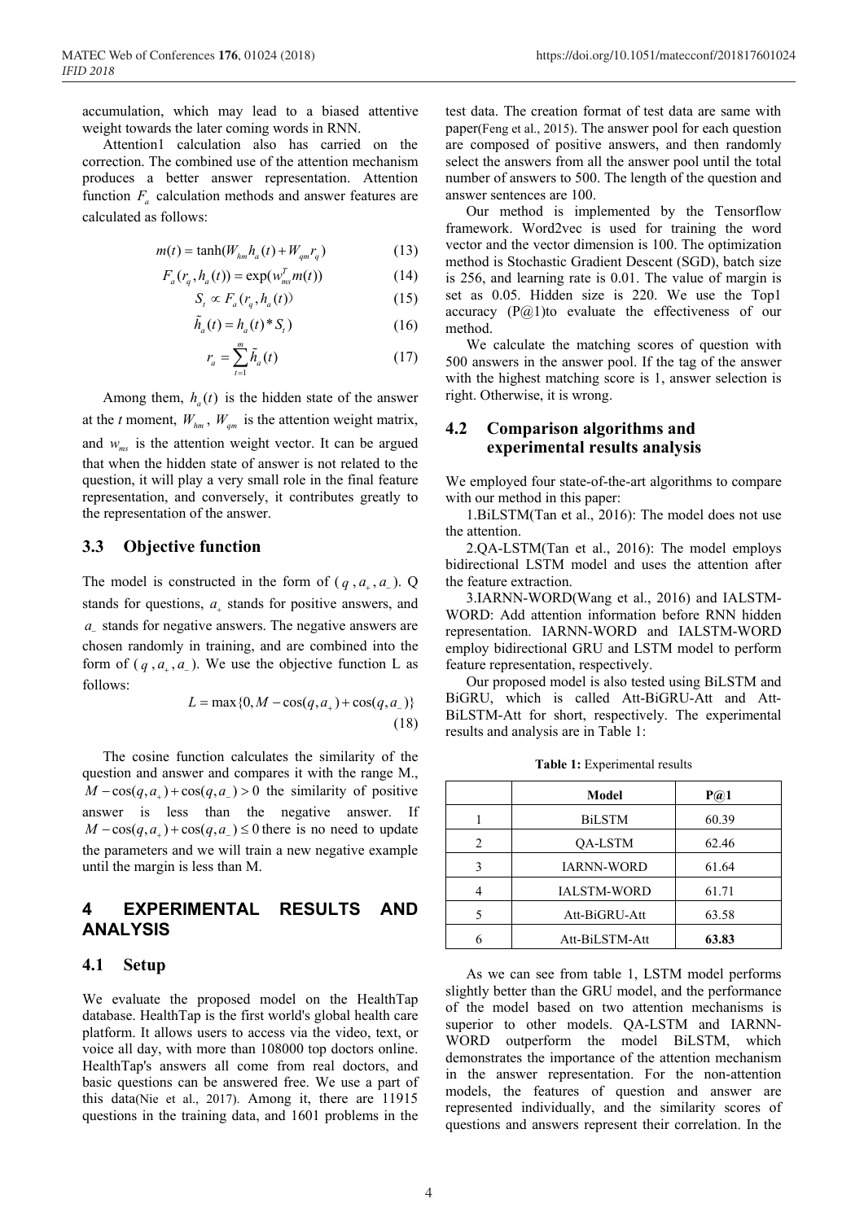accumulation, which may lead to a biased attentive weight towards the later coming words in RNN.

Attention1 calculation also has carried on the correction. The combined use of the attention mechanism produces a better answer representation. Attention function $F_a$ calculation methods and answer features are calculated as follows:

$$m(t) = \tanh(W_{hm}h_a(t) + W_{qm}r_q) \tag{13}$$

$$F_a(r_q, h_a(t)) = \exp(w_{ms}^T m(t)) \tag{14}$$

$$S_t \propto F_a(r_q, h_a(t)) \tag{15}$$

$$\tilde{h}_a(t) = h_a(t) * S_t) \tag{16}$$

$$r_a = \sum_{t=1}^{m} \tilde{h}_a(t) \tag{17}$$

Among them, $h_a(t)$ is the hidden state of the answer at the *t* moment, $W_{hm}$, $W_{qm}$ is the attention weight matrix, and $w_{ms}$ is the attention weight vector. It can be argued that when the hidden state of answer is not related to the question, it will play a very small role in the final feature representation, and conversely, it contributes greatly to the representation of the answer.

### 3.3 Objective function

The model is constructed in the form of ($q$, $a_+$, $a_-$). Q stands for questions, $a_+$ stands for positive answers, and $a_-$ stands for negative answers. The negative answers are chosen randomly in training, and are combined into the form of ($q$, $a_+$, $a_-$). We use the objective function L as follows:

$$L = \max\{0, M - \cos(q, a_+) + \cos(q, a_-)\} \tag{18}$$

The cosine function calculates the similarity of the question and answer and compares it with the range M., $M - \cos(q, a_+) + \cos(q, a_-) > 0$ the similarity of positive answer is less than the negative answer. If $M - \cos(q, a_+) + \cos(q, a_-) \le 0$ there is no need to update the parameters and we will train a new negative example until the margin is less than M.

## 4 EXPERIMENTAL RESULTS AND ANALYSIS

### 4.1 Setup

We evaluate the proposed model on the HealthTap database. HealthTap is the first world's global health care platform. It allows users to access via the video, text, or voice all day, with more than 108000 top doctors online. HealthTap's answers all come from real doctors, and basic questions can be answered free. We use a part of this data(Nie et al., 2017). Among it, there are 11915 questions in the training data, and 1601 problems in the test data. The creation format of test data are same with paper(Feng et al., 2015). The answer pool for each question are composed of positive answers, and then randomly select the answers from all the answer pool until the total number of answers to 500. The length of the question and answer sentences are 100.

Our method is implemented by the Tensorflow framework. Word2vec is used for training the word vector and the vector dimension is 100. The optimization method is Stochastic Gradient Descent (SGD), batch size is 256, and learning rate is 0.01. The value of margin is set as 0.05. Hidden size is 220. We use the Top1 accuracy (P@1)to evaluate the effectiveness of our method.

We calculate the matching scores of question with 500 answers in the answer pool. If the tag of the answer with the highest matching score is 1, answer selection is right. Otherwise, it is wrong.

### 4.2 Comparison algorithms and experimental results analysis

We employed four state-of-the-art algorithms to compare with our method in this paper:

1.BiLSTM(Tan et al., 2016): The model does not use the attention.

2.QA-LSTM(Tan et al., 2016): The model employs bidirectional LSTM model and uses the attention after the feature extraction.

3.IARNN-WORD(Wang et al., 2016) and IALSTM-WORD: Add attention information before RNN hidden representation. IARNN-WORD and IALSTM-WORD employ bidirectional GRU and LSTM model to perform feature representation, respectively.

Our proposed model is also tested using BiLSTM and BiGRU, which is called Att-BiGRU-Att and Att-BiLSTM-Att for short, respectively. The experimental results and analysis are in Table 1:

**Table 1:** Experimental results

| | Model | P@1 |
|---|---|---|
| 1 | BiLSTM | 60.39 |
| 2 | QA-LSTM | 62.46 |
| 3 | IARNN-WORD | 61.64 |
| 4 | IALSTM-WORD | 61.71 |
| 5 | Att-BiGRU-Att | 63.58 |
| 6 | Att-BiLSTM-Att | **63.83** |

As we can see from table 1, LSTM model performs slightly better than the GRU model, and the performance of the model based on two attention mechanisms is superior to other models. QA-LSTM and IARNN-WORD outperform the model BiLSTM, which demonstrates the importance of the attention mechanism in the answer representation. For the non-attention models, the features of question and answer are represented individually, and the similarity scores of questions and answers represent their correlation. In the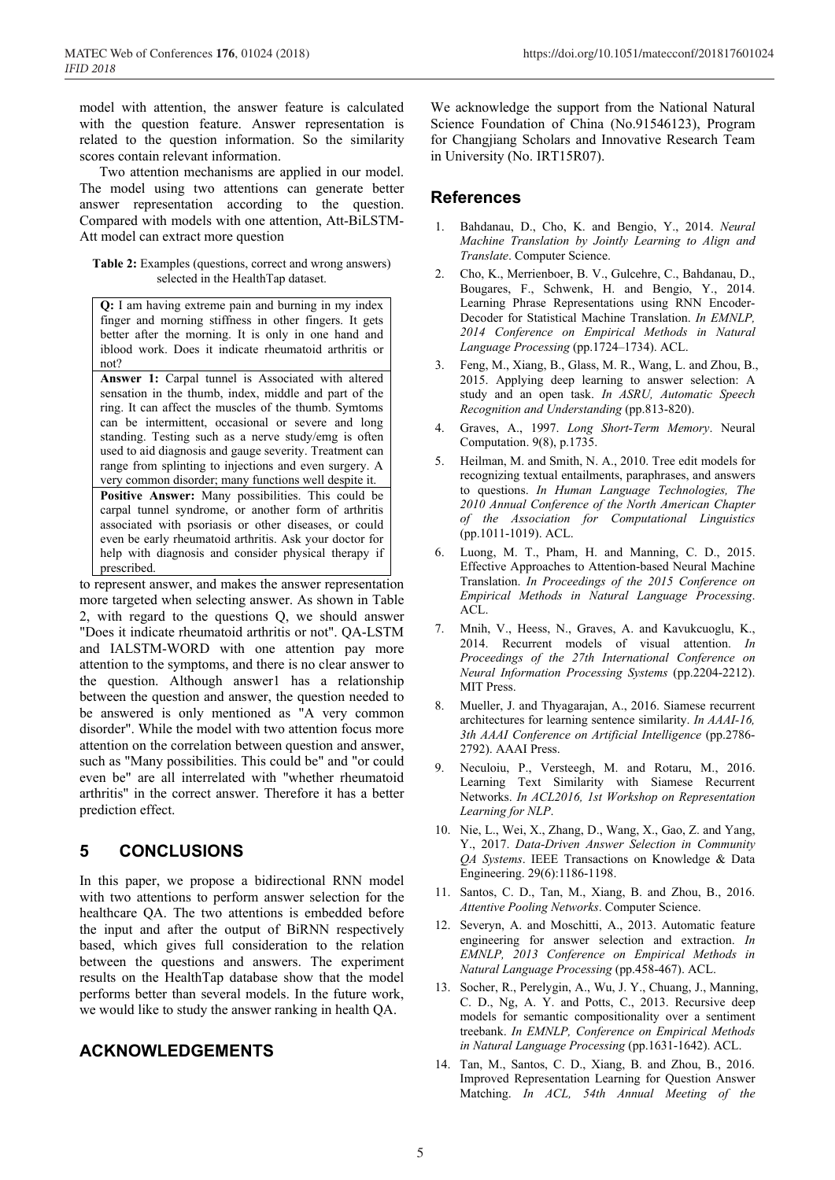model with attention, the answer feature is calculated with the question feature. Answer representation is related to the question information. So the similarity scores contain relevant information.

Two attention mechanisms are applied in our model. The model using two attentions can generate better answer representation according to the question. Compared with models with one attention, Att-BiLSTM-Att model can extract more question to represent answer, and makes the answer representation more targeted when selecting answer. As shown in Table 2, with regard to the questions Q, we should answer "Does it indicate rheumatoid arthritis or not". QA-LSTM and IALSTM-WORD with one attention pay more attention to the symptoms, and there is no clear answer to the question. Although answer1 has a relationship between the question and answer, the question needed to be answered is only mentioned as "A very common disorder". While the model with two attention focus more attention on the correlation between question and answer, such as "Many possibilities. This could be" and "or could even be" are all interrelated with "whether rheumatoid arthritis" in the correct answer. Therefore it has a better prediction effect.

**Table 2:** Examples (questions, correct and wrong answers) selected in the HealthTap dataset.

| |
|---|
| **Q:** I am having extreme pain and burning in my index finger and morning stiffness in other fingers. It gets better after the morning. It is only in one hand and iblood work. Does it indicate rheumatoid arthritis or not? |
| **Answer 1:** Carpal tunnel is Associated with altered sensation in the thumb, index, middle and part of the ring. It can affect the muscles of the thumb. Symtoms can be intermittent, occasional or severe and long standing. Testing such as a nerve study/emg is often used to aid diagnosis and gauge severity. Treatment can range from splinting to injections and even surgery. A very common disorder; many functions well despite it. |
| **Positive Answer:** Many possibilities. This could be carpal tunnel syndrome, or another form of arthritis associated with psoriasis or other diseases, or could even be early rheumatoid arthritis. Ask your doctor for help with diagnosis and consider physical therapy if prescribed. |

## 5 CONCLUSIONS

In this paper, we propose a bidirectional RNN model with two attentions to perform answer selection for the healthcare QA. The two attentions is embedded before the input and after the output of BiRNN respectively based, which gives full consideration to the relation between the questions and answers. The experiment results on the HealthTap database show that the model performs better than several models. In the future work, we would like to study the answer ranking in health QA.

## ACKNOWLEDGEMENTS

We acknowledge the support from the National Natural Science Foundation of China (No.91546123), Program for Changjiang Scholars and Innovative Research Team in University (No. IRT15R07).

## References

1. Bahdanau, D., Cho, K. and Bengio, Y., 2014. *Neural Machine Translation by Jointly Learning to Align and Translate*. Computer Science.
2. Cho, K., Merrienboer, B. V., Gulcehre, C., Bahdanau, D., Bougares, F., Schwenk, H. and Bengio, Y., 2014. Learning Phrase Representations using RNN Encoder-Decoder for Statistical Machine Translation. *In EMNLP, 2014 Conference on Empirical Methods in Natural Language Processing* (pp.1724–1734). ACL.
3. Feng, M., Xiang, B., Glass, M. R., Wang, L. and Zhou, B., 2015. Applying deep learning to answer selection: A study and an open task. *In ASRU, Automatic Speech Recognition and Understanding* (pp.813-820).
4. Graves, A., 1997. *Long Short-Term Memory*. Neural Computation. 9(8), p.1735.
5. Heilman, M. and Smith, N. A., 2010. Tree edit models for recognizing textual entailments, paraphrases, and answers to questions. *In Human Language Technologies, The 2010 Annual Conference of the North American Chapter of the Association for Computational Linguistics* (pp.1011-1019). ACL.
6. Luong, M. T., Pham, H. and Manning, C. D., 2015. Effective Approaches to Attention-based Neural Machine Translation. *In Proceedings of the 2015 Conference on Empirical Methods in Natural Language Processing*. ACL.
7. Mnih, V., Heess, N., Graves, A. and Kavukcuoglu, K., 2014. Recurrent models of visual attention. *In Proceedings of the 27th International Conference on Neural Information Processing Systems* (pp.2204-2212). MIT Press.
8. Mueller, J. and Thyagarajan, A., 2016. Siamese recurrent architectures for learning sentence similarity. *In AAAI-16, 3th AAAI Conference on Artificial Intelligence* (pp.2786-2792). AAAI Press.
9. Neculoiu, P., Versteegh, M. and Rotaru, M., 2016. Learning Text Similarity with Siamese Recurrent Networks. *In ACL2016, 1st Workshop on Representation Learning for NLP*.
10. Nie, L., Wei, X., Zhang, D., Wang, X., Gao, Z. and Yang, Y., 2017. *Data-Driven Answer Selection in Community QA Systems*. IEEE Transactions on Knowledge & Data Engineering. 29(6):1186-1198.
11. Santos, C. D., Tan, M., Xiang, B. and Zhou, B., 2016. *Attentive Pooling Networks*. Computer Science.
12. Severyn, A. and Moschitti, A., 2013. Automatic feature engineering for answer selection and extraction. *In EMNLP, 2013 Conference on Empirical Methods in Natural Language Processing* (pp.458-467). ACL.
13. Socher, R., Perelygin, A., Wu, J. Y., Chuang, J., Manning, C. D., Ng, A. Y. and Potts, C., 2013. Recursive deep models for semantic compositionality over a sentiment treebank. *In EMNLP, Conference on Empirical Methods in Natural Language Processing* (pp.1631-1642). ACL.
14. Tan, M., Santos, C. D., Xiang, B. and Zhou, B., 2016. Improved Representation Learning for Question Answer Matching. *In ACL, 54th Annual Meeting of the*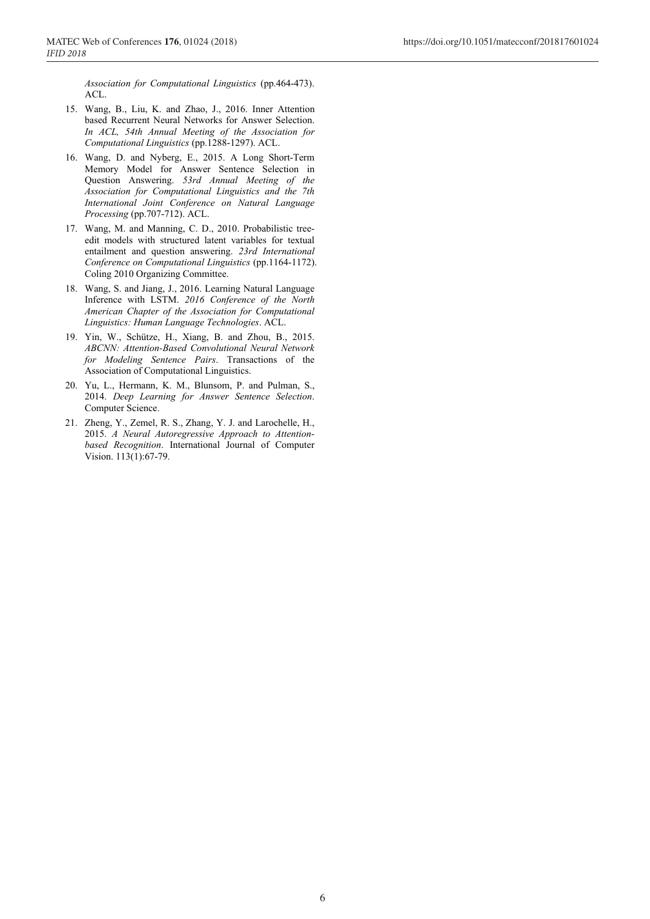*Association for Computational Linguistics* (pp.464-473). ACL.

15. Wang, B., Liu, K. and Zhao, J., 2016. Inner Attention based Recurrent Neural Networks for Answer Selection. *In ACL, 54th Annual Meeting of the Association for Computational Linguistics* (pp.1288-1297). ACL.
16. Wang, D. and Nyberg, E., 2015. A Long Short-Term Memory Model for Answer Sentence Selection in Question Answering. *53rd Annual Meeting of the Association for Computational Linguistics and the 7th International Joint Conference on Natural Language Processing* (pp.707-712). ACL.
17. Wang, M. and Manning, C. D., 2010. Probabilistic tree-edit models with structured latent variables for textual entailment and question answering. *23rd International Conference on Computational Linguistics* (pp.1164-1172). Coling 2010 Organizing Committee.
18. Wang, S. and Jiang, J., 2016. Learning Natural Language Inference with LSTM. *2016 Conference of the North American Chapter of the Association for Computational Linguistics: Human Language Technologies*. ACL.
19. Yin, W., Schütze, H., Xiang, B. and Zhou, B., 2015. *ABCNN: Attention-Based Convolutional Neural Network for Modeling Sentence Pairs*. Transactions of the Association of Computational Linguistics.
20. Yu, L., Hermann, K. M., Blunsom, P. and Pulman, S., 2014. *Deep Learning for Answer Sentence Selection*. Computer Science.
21. Zheng, Y., Zemel, R. S., Zhang, Y. J. and Larochelle, H., 2015. *A Neural Autoregressive Approach to Attention-based Recognition*. International Journal of Computer Vision. 113(1):67-79.